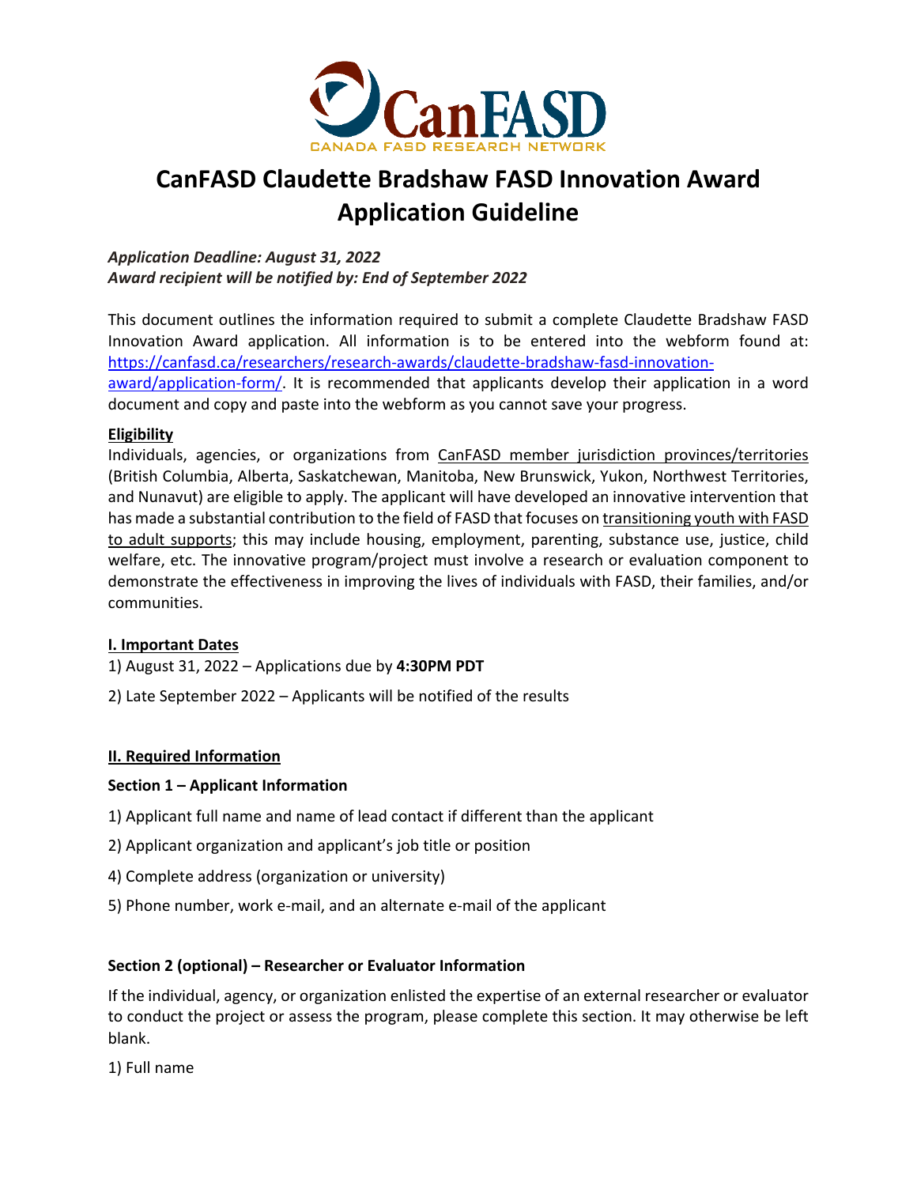# CanFASD Claudette Bradshaw FASD Innovation Award Application Guideline

***Application Deadline: August 31, 2022***
***Award recipient will be notified by: End of September 2022***

This document outlines the information required to submit a complete Claudette Bradshaw FASD Innovation Award application. All information is to be entered into the webform found at: https://canfasd.ca/researchers/research-awards/claudette-bradshaw-fasd-innovation-award/application-form/. It is recommended that applicants develop their application in a word document and copy and paste into the webform as you cannot save your progress.

**Eligibility**

Individuals, agencies, or organizations from CanFASD member jurisdiction provinces/territories (British Columbia, Alberta, Saskatchewan, Manitoba, New Brunswick, Yukon, Northwest Territories, and Nunavut) are eligible to apply. The applicant will have developed an innovative intervention that has made a substantial contribution to the field of FASD that focuses on transitioning youth with FASD to adult supports; this may include housing, employment, parenting, substance use, justice, child welfare, etc. The innovative program/project must involve a research or evaluation component to demonstrate the effectiveness in improving the lives of individuals with FASD, their families, and/or communities.

## I. Important Dates

1) August 31, 2022 – Applications due by **4:30PM PDT**

2) Late September 2022 – Applicants will be notified of the results

## II. Required Information

**Section 1 – Applicant Information**

1) Applicant full name and name of lead contact if different than the applicant

2) Applicant organization and applicant's job title or position

4) Complete address (organization or university)

5) Phone number, work e-mail, and an alternate e-mail of the applicant

**Section 2 (optional) – Researcher or Evaluator Information**

If the individual, agency, or organization enlisted the expertise of an external researcher or evaluator to conduct the project or assess the program, please complete this section. It may otherwise be left blank.

1) Full name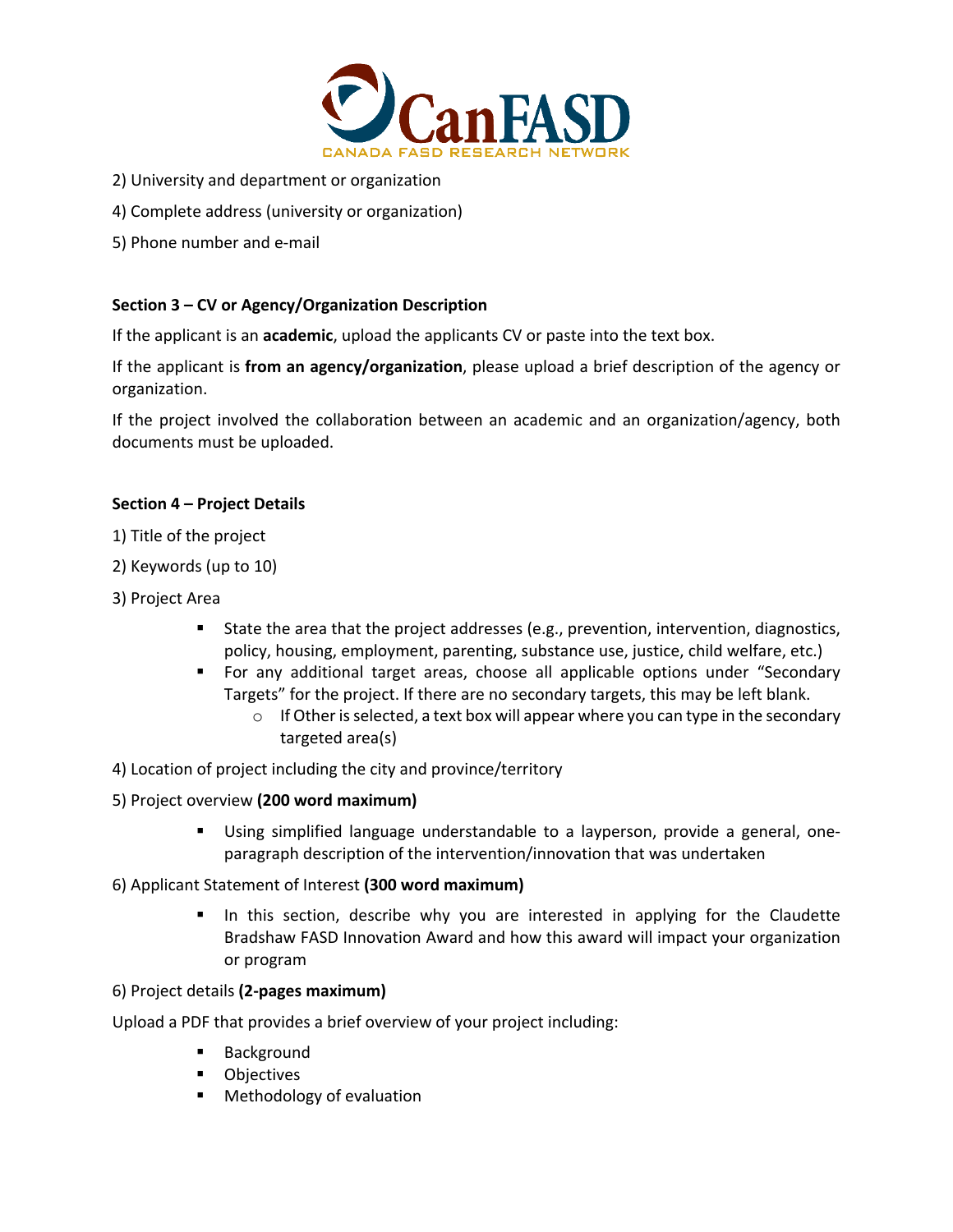2) University and department or organization

4) Complete address (university or organization)

5) Phone number and e-mail

**Section 3 – CV or Agency/Organization Description**

If the applicant is an **academic**, upload the applicants CV or paste into the text box.

If the applicant is **from an agency/organization**, please upload a brief description of the agency or organization.

If the project involved the collaboration between an academic and an organization/agency, both documents must be uploaded.

**Section 4 – Project Details**

1) Title of the project

2) Keywords (up to 10)

3) Project Area

- State the area that the project addresses (e.g., prevention, intervention, diagnostics, policy, housing, employment, parenting, substance use, justice, child welfare, etc.)
- For any additional target areas, choose all applicable options under "Secondary Targets" for the project. If there are no secondary targets, this may be left blank.
  - If Other is selected, a text box will appear where you can type in the secondary targeted area(s)

4) Location of project including the city and province/territory

5) Project overview **(200 word maximum)**

- Using simplified language understandable to a layperson, provide a general, one-paragraph description of the intervention/innovation that was undertaken

6) Applicant Statement of Interest **(300 word maximum)**

- In this section, describe why you are interested in applying for the Claudette Bradshaw FASD Innovation Award and how this award will impact your organization or program

6) Project details **(2-pages maximum)**

Upload a PDF that provides a brief overview of your project including:

- Background
- Objectives
- Methodology of evaluation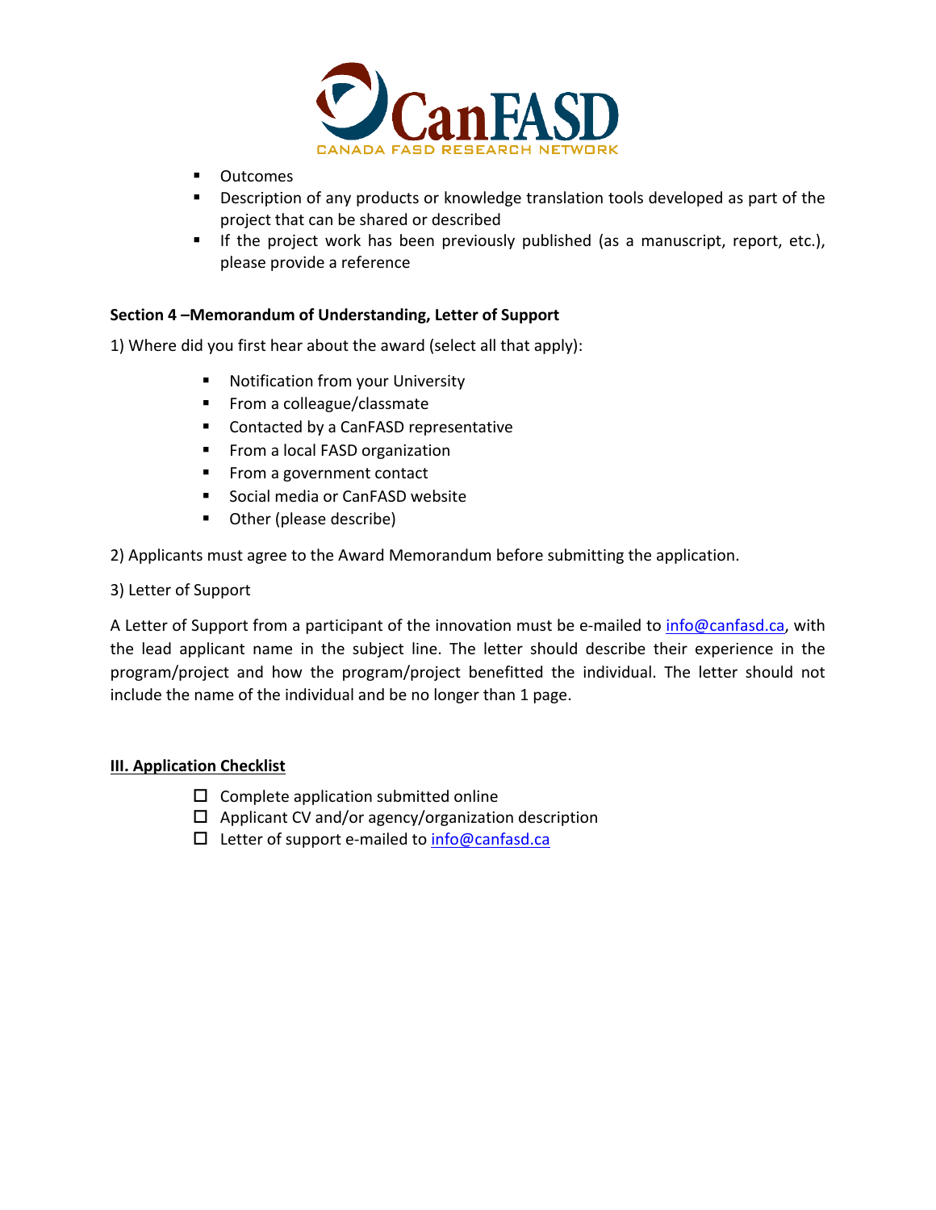- Outcomes
- Description of any products or knowledge translation tools developed as part of the project that can be shared or described
- If the project work has been previously published (as a manuscript, report, etc.), please provide a reference

**Section 4 –Memorandum of Understanding, Letter of Support**

1) Where did you first hear about the award (select all that apply):

- Notification from your University
- From a colleague/classmate
- Contacted by a CanFASD representative
- From a local FASD organization
- From a government contact
- Social media or CanFASD website
- Other (please describe)

2) Applicants must agree to the Award Memorandum before submitting the application.

3) Letter of Support

A Letter of Support from a participant of the innovation must be e-mailed to info@canfasd.ca, with the lead applicant name in the subject line. The letter should describe their experience in the program/project and how the program/project benefitted the individual. The letter should not include the name of the individual and be no longer than 1 page.

## III. Application Checklist

- ☐ Complete application submitted online
- ☐ Applicant CV and/or agency/organization description
- ☐ Letter of support e-mailed to info@canfasd.ca